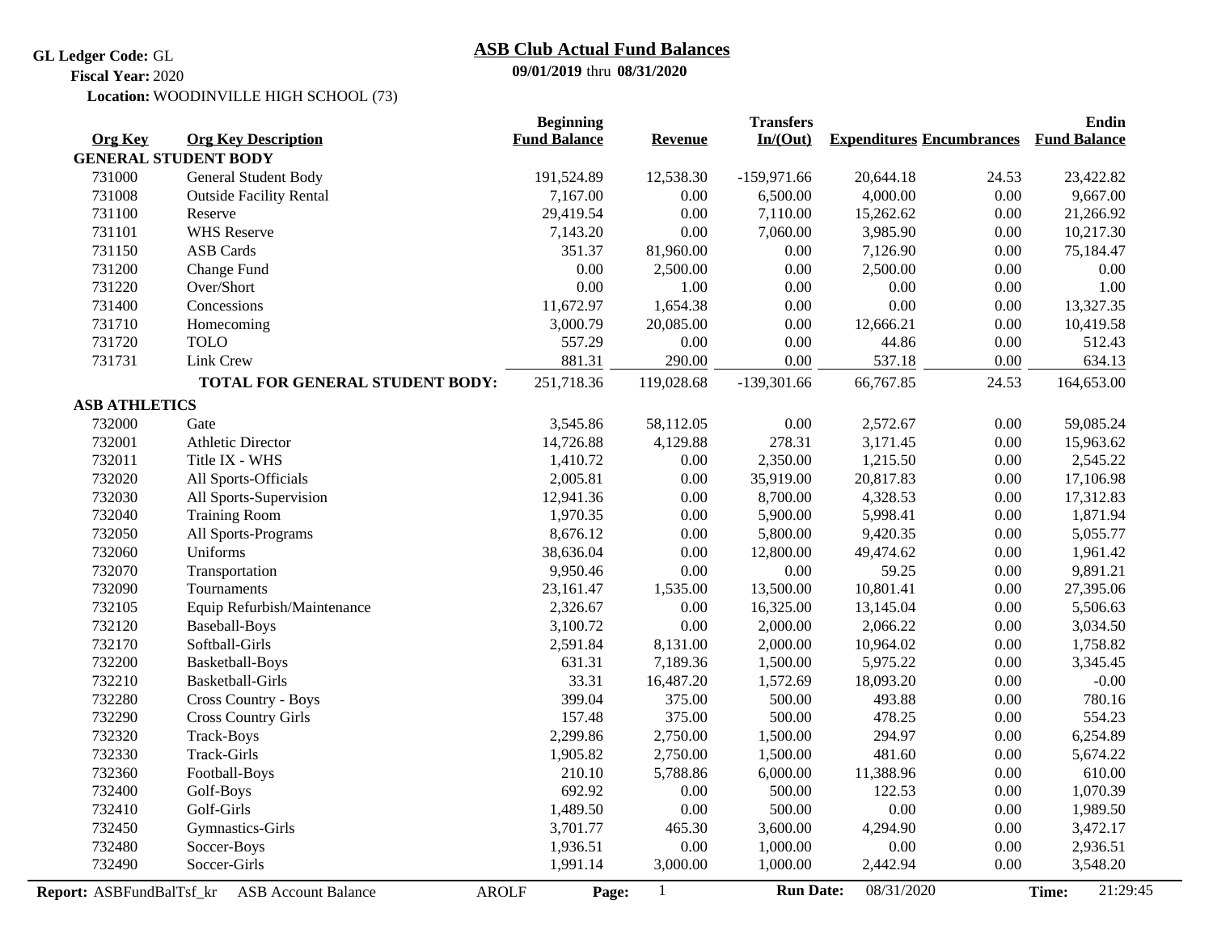**GL Ledger Code:** GL
**Fiscal Year:** 2020
**Location:** WOODINVILLE HIGH SCHOOL (73)

# ASB Club Actual Fund Balances

**09/01/2019** thru **08/31/2020**

| Org Key | Org Key Description | Beginning Fund Balance | Revenue | Transfers In/(Out) | Expenditures | Encumbrances | Endin Fund Balance |
|---|---|---|---|---|---|---|---|
| **GENERAL STUDENT BODY** | | | | | | | |
| 731000 | General Student Body | 191,524.89 | 12,538.30 | -159,971.66 | 20,644.18 | 24.53 | 23,422.82 |
| 731008 | Outside Facility Rental | 7,167.00 | 0.00 | 6,500.00 | 4,000.00 | 0.00 | 9,667.00 |
| 731100 | Reserve | 29,419.54 | 0.00 | 7,110.00 | 15,262.62 | 0.00 | 21,266.92 |
| 731101 | WHS Reserve | 7,143.20 | 0.00 | 7,060.00 | 3,985.90 | 0.00 | 10,217.30 |
| 731150 | ASB Cards | 351.37 | 81,960.00 | 0.00 | 7,126.90 | 0.00 | 75,184.47 |
| 731200 | Change Fund | 0.00 | 2,500.00 | 0.00 | 2,500.00 | 0.00 | 0.00 |
| 731220 | Over/Short | 0.00 | 1.00 | 0.00 | 0.00 | 0.00 | 1.00 |
| 731400 | Concessions | 11,672.97 | 1,654.38 | 0.00 | 0.00 | 0.00 | 13,327.35 |
| 731710 | Homecoming | 3,000.79 | 20,085.00 | 0.00 | 12,666.21 | 0.00 | 10,419.58 |
| 731720 | TOLO | 557.29 | 0.00 | 0.00 | 44.86 | 0.00 | 512.43 |
| 731731 | Link Crew | 881.31 | 290.00 | 0.00 | 537.18 | 0.00 | 634.13 |
| | **TOTAL FOR GENERAL STUDENT BODY:** | 251,718.36 | 119,028.68 | -139,301.66 | 66,767.85 | 24.53 | 164,653.00 |
| **ASB ATHLETICS** | | | | | | | |
| 732000 | Gate | 3,545.86 | 58,112.05 | 0.00 | 2,572.67 | 0.00 | 59,085.24 |
| 732001 | Athletic Director | 14,726.88 | 4,129.88 | 278.31 | 3,171.45 | 0.00 | 15,963.62 |
| 732011 | Title IX - WHS | 1,410.72 | 0.00 | 2,350.00 | 1,215.50 | 0.00 | 2,545.22 |
| 732020 | All Sports-Officials | 2,005.81 | 0.00 | 35,919.00 | 20,817.83 | 0.00 | 17,106.98 |
| 732030 | All Sports-Supervision | 12,941.36 | 0.00 | 8,700.00 | 4,328.53 | 0.00 | 17,312.83 |
| 732040 | Training Room | 1,970.35 | 0.00 | 5,900.00 | 5,998.41 | 0.00 | 1,871.94 |
| 732050 | All Sports-Programs | 8,676.12 | 0.00 | 5,800.00 | 9,420.35 | 0.00 | 5,055.77 |
| 732060 | Uniforms | 38,636.04 | 0.00 | 12,800.00 | 49,474.62 | 0.00 | 1,961.42 |
| 732070 | Transportation | 9,950.46 | 0.00 | 0.00 | 59.25 | 0.00 | 9,891.21 |
| 732090 | Tournaments | 23,161.47 | 1,535.00 | 13,500.00 | 10,801.41 | 0.00 | 27,395.06 |
| 732105 | Equip Refurbish/Maintenance | 2,326.67 | 0.00 | 16,325.00 | 13,145.04 | 0.00 | 5,506.63 |
| 732120 | Baseball-Boys | 3,100.72 | 0.00 | 2,000.00 | 2,066.22 | 0.00 | 3,034.50 |
| 732170 | Softball-Girls | 2,591.84 | 8,131.00 | 2,000.00 | 10,964.02 | 0.00 | 1,758.82 |
| 732200 | Basketball-Boys | 631.31 | 7,189.36 | 1,500.00 | 5,975.22 | 0.00 | 3,345.45 |
| 732210 | Basketball-Girls | 33.31 | 16,487.20 | 1,572.69 | 18,093.20 | 0.00 | -0.00 |
| 732280 | Cross Country - Boys | 399.04 | 375.00 | 500.00 | 493.88 | 0.00 | 780.16 |
| 732290 | Cross Country Girls | 157.48 | 375.00 | 500.00 | 478.25 | 0.00 | 554.23 |
| 732320 | Track-Boys | 2,299.86 | 2,750.00 | 1,500.00 | 294.97 | 0.00 | 6,254.89 |
| 732330 | Track-Girls | 1,905.82 | 2,750.00 | 1,500.00 | 481.60 | 0.00 | 5,674.22 |
| 732360 | Football-Boys | 210.10 | 5,788.86 | 6,000.00 | 11,388.96 | 0.00 | 610.00 |
| 732400 | Golf-Boys | 692.92 | 0.00 | 500.00 | 122.53 | 0.00 | 1,070.39 |
| 732410 | Golf-Girls | 1,489.50 | 0.00 | 500.00 | 0.00 | 0.00 | 1,989.50 |
| 732450 | Gymnastics-Girls | 3,701.77 | 465.30 | 3,600.00 | 4,294.90 | 0.00 | 3,472.17 |
| 732480 | Soccer-Boys | 1,936.51 | 0.00 | 1,000.00 | 0.00 | 0.00 | 2,936.51 |
| 732490 | Soccer-Girls | 1,991.14 | 3,000.00 | 1,000.00 | 2,442.94 | 0.00 | 3,548.20 |

**Report:** ASBFundBalTsf_kr ASB Account Balance AROLF **Run Date:** 08/31/2020 **Time:** 21:29:45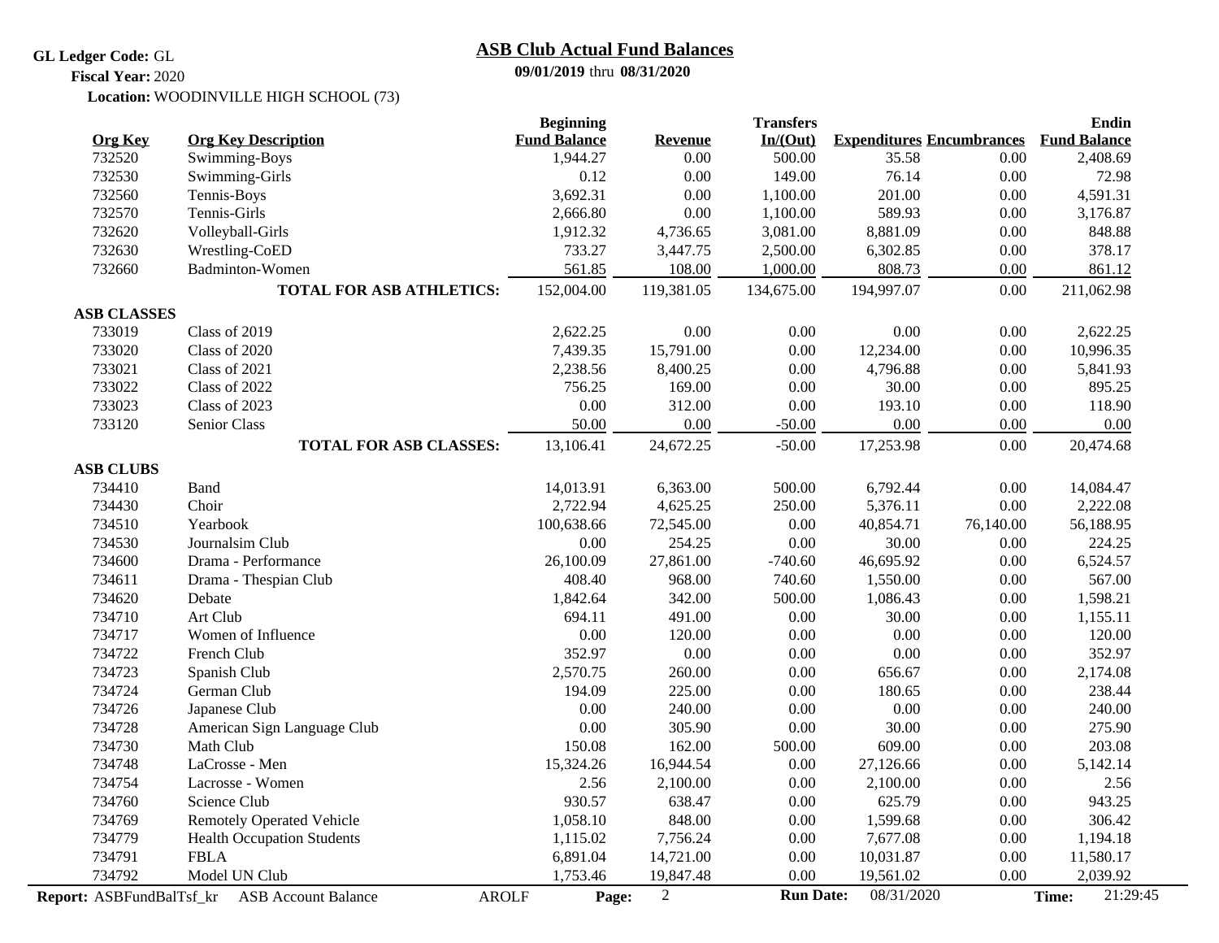**GL Ledger Code:** GL

**Fiscal Year:** 2020

**Location:** WOODINVILLE HIGH SCHOOL (73)

## ASB Club Actual Fund Balances

**09/01/2019** thru **08/31/2020**

| Org Key | Org Key Description | Beginning Fund Balance | Revenue | Transfers In/(Out) | Expenditures | Encumbrances | Endin Fund Balance |
|---|---|---|---|---|---|---|---|
| 732520 | Swimming-Boys | 1,944.27 | 0.00 | 500.00 | 35.58 | 0.00 | 2,408.69 |
| 732530 | Swimming-Girls | 0.12 | 0.00 | 149.00 | 76.14 | 0.00 | 72.98 |
| 732560 | Tennis-Boys | 3,692.31 | 0.00 | 1,100.00 | 201.00 | 0.00 | 4,591.31 |
| 732570 | Tennis-Girls | 2,666.80 | 0.00 | 1,100.00 | 589.93 | 0.00 | 3,176.87 |
| 732620 | Volleyball-Girls | 1,912.32 | 4,736.65 | 3,081.00 | 8,881.09 | 0.00 | 848.88 |
| 732630 | Wrestling-CoED | 733.27 | 3,447.75 | 2,500.00 | 6,302.85 | 0.00 | 378.17 |
| 732660 | Badminton-Women | 561.85 | 108.00 | 1,000.00 | 808.73 | 0.00 | 861.12 |
| | **TOTAL FOR ASB ATHLETICS:** | 152,004.00 | 119,381.05 | 134,675.00 | 194,997.07 | 0.00 | 211,062.98 |
| **ASB CLASSES** | | | | | | | |
| 733019 | Class of 2019 | 2,622.25 | 0.00 | 0.00 | 0.00 | 0.00 | 2,622.25 |
| 733020 | Class of 2020 | 7,439.35 | 15,791.00 | 0.00 | 12,234.00 | 0.00 | 10,996.35 |
| 733021 | Class of 2021 | 2,238.56 | 8,400.25 | 0.00 | 4,796.88 | 0.00 | 5,841.93 |
| 733022 | Class of 2022 | 756.25 | 169.00 | 0.00 | 30.00 | 0.00 | 895.25 |
| 733023 | Class of 2023 | 0.00 | 312.00 | 0.00 | 193.10 | 0.00 | 118.90 |
| 733120 | Senior Class | 50.00 | 0.00 | -50.00 | 0.00 | 0.00 | 0.00 |
| | **TOTAL FOR ASB CLASSES:** | 13,106.41 | 24,672.25 | -50.00 | 17,253.98 | 0.00 | 20,474.68 |
| **ASB CLUBS** | | | | | | | |
| 734410 | Band | 14,013.91 | 6,363.00 | 500.00 | 6,792.44 | 0.00 | 14,084.47 |
| 734430 | Choir | 2,722.94 | 4,625.25 | 250.00 | 5,376.11 | 0.00 | 2,222.08 |
| 734510 | Yearbook | 100,638.66 | 72,545.00 | 0.00 | 40,854.71 | 76,140.00 | 56,188.95 |
| 734530 | Journalsim Club | 0.00 | 254.25 | 0.00 | 30.00 | 0.00 | 224.25 |
| 734600 | Drama - Performance | 26,100.09 | 27,861.00 | -740.60 | 46,695.92 | 0.00 | 6,524.57 |
| 734611 | Drama - Thespian Club | 408.40 | 968.00 | 740.60 | 1,550.00 | 0.00 | 567.00 |
| 734620 | Debate | 1,842.64 | 342.00 | 500.00 | 1,086.43 | 0.00 | 1,598.21 |
| 734710 | Art Club | 694.11 | 491.00 | 0.00 | 30.00 | 0.00 | 1,155.11 |
| 734717 | Women of Influence | 0.00 | 120.00 | 0.00 | 0.00 | 0.00 | 120.00 |
| 734722 | French Club | 352.97 | 0.00 | 0.00 | 0.00 | 0.00 | 352.97 |
| 734723 | Spanish Club | 2,570.75 | 260.00 | 0.00 | 656.67 | 0.00 | 2,174.08 |
| 734724 | German Club | 194.09 | 225.00 | 0.00 | 180.65 | 0.00 | 238.44 |
| 734726 | Japanese Club | 0.00 | 240.00 | 0.00 | 0.00 | 0.00 | 240.00 |
| 734728 | American Sign Language Club | 0.00 | 305.90 | 0.00 | 30.00 | 0.00 | 275.90 |
| 734730 | Math Club | 150.08 | 162.00 | 500.00 | 609.00 | 0.00 | 203.08 |
| 734748 | LaCrosse - Men | 15,324.26 | 16,944.54 | 0.00 | 27,126.66 | 0.00 | 5,142.14 |
| 734754 | Lacrosse - Women | 2.56 | 2,100.00 | 0.00 | 2,100.00 | 0.00 | 2.56 |
| 734760 | Science Club | 930.57 | 638.47 | 0.00 | 625.79 | 0.00 | 943.25 |
| 734769 | Remotely Operated Vehicle | 1,058.10 | 848.00 | 0.00 | 1,599.68 | 0.00 | 306.42 |
| 734779 | Health Occupation Students | 1,115.02 | 7,756.24 | 0.00 | 7,677.08 | 0.00 | 1,194.18 |
| 734791 | FBLA | 6,891.04 | 14,721.00 | 0.00 | 10,031.87 | 0.00 | 11,580.17 |
| 734792 | Model UN Club | 1,753.46 | 19,847.48 | 0.00 | 19,561.02 | 0.00 | 2,039.92 |

Report: ASBFundBalTsf_kr ASB Account Balance AROLF Run Date: 08/31/2020 Time: 21:29:45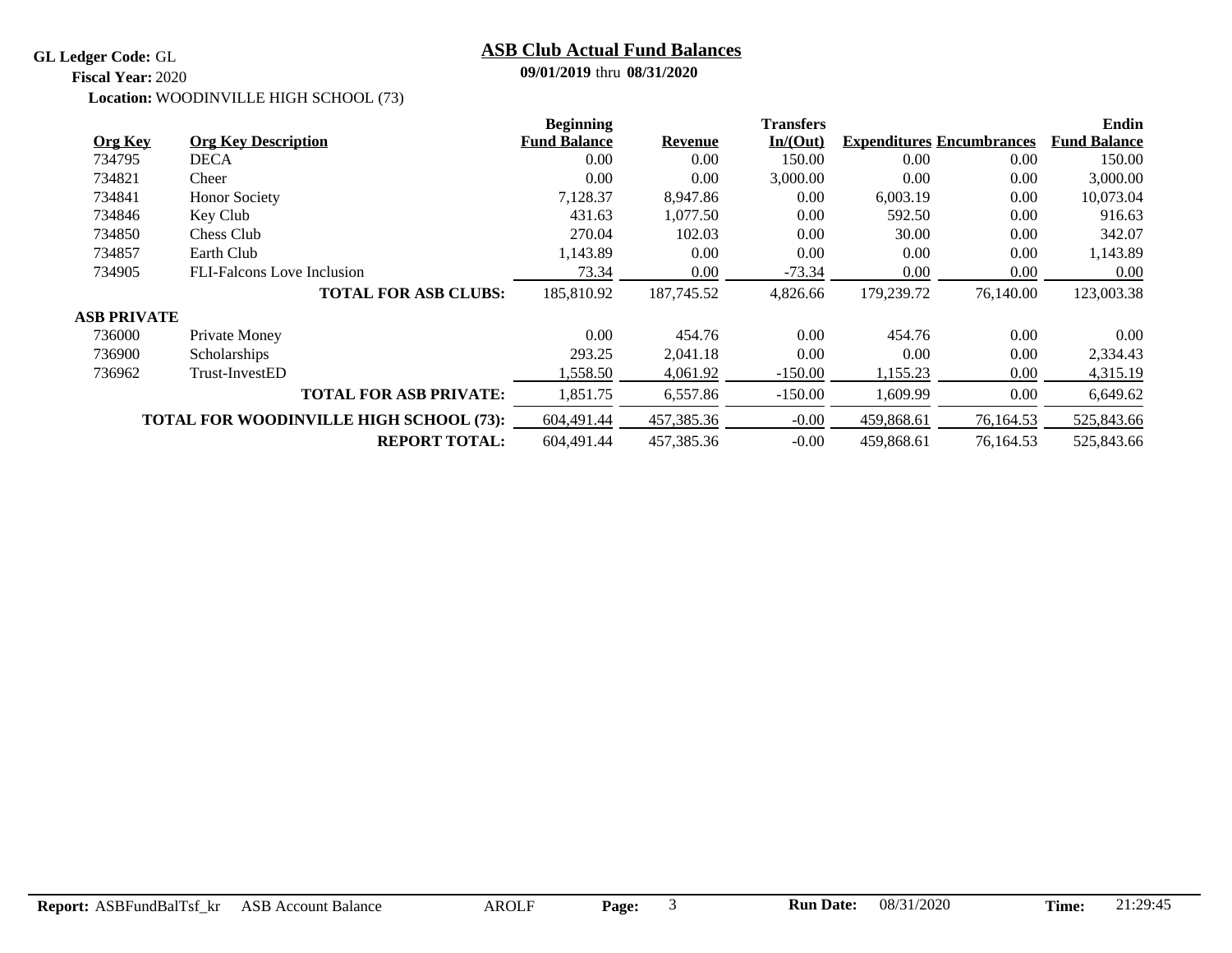**GL Ledger Code:** GL

**Fiscal Year:** 2020

**Location:** WOODINVILLE HIGH SCHOOL (73)

# ASB Club Actual Fund Balances

**09/01/2019** thru **08/31/2020**

| Org Key | Org Key Description | Beginning Fund Balance | Revenue | Transfers In/(Out) | Expenditures | Encumbrances | Endin Fund Balance |
|---|---|---|---|---|---|---|---|
| 734795 | DECA | 0.00 | 0.00 | 150.00 | 0.00 | 0.00 | 150.00 |
| 734821 | Cheer | 0.00 | 0.00 | 3,000.00 | 0.00 | 0.00 | 3,000.00 |
| 734841 | Honor Society | 7,128.37 | 8,947.86 | 0.00 | 6,003.19 | 0.00 | 10,073.04 |
| 734846 | Key Club | 431.63 | 1,077.50 | 0.00 | 592.50 | 0.00 | 916.63 |
| 734850 | Chess Club | 270.04 | 102.03 | 0.00 | 30.00 | 0.00 | 342.07 |
| 734857 | Earth Club | 1,143.89 | 0.00 | 0.00 | 0.00 | 0.00 | 1,143.89 |
| 734905 | FLI-Falcons Love Inclusion | 73.34 | 0.00 | -73.34 | 0.00 | 0.00 | 0.00 |
| | **TOTAL FOR ASB CLUBS:** | 185,810.92 | 187,745.52 | 4,826.66 | 179,239.72 | 76,140.00 | 123,003.38 |
| **ASB PRIVATE** | | | | | | | |
| 736000 | Private Money | 0.00 | 454.76 | 0.00 | 454.76 | 0.00 | 0.00 |
| 736900 | Scholarships | 293.25 | 2,041.18 | 0.00 | 0.00 | 0.00 | 2,334.43 |
| 736962 | Trust-InvestED | 1,558.50 | 4,061.92 | -150.00 | 1,155.23 | 0.00 | 4,315.19 |
| | **TOTAL FOR ASB PRIVATE:** | 1,851.75 | 6,557.86 | -150.00 | 1,609.99 | 0.00 | 6,649.62 |
| | **TOTAL FOR WOODINVILLE HIGH SCHOOL (73):** | 604,491.44 | 457,385.36 | -0.00 | 459,868.61 | 76,164.53 | 525,843.66 |
| | **REPORT TOTAL:** | 604,491.44 | 457,385.36 | -0.00 | 459,868.61 | 76,164.53 | 525,843.66 |

**Report:** ASBFundBalTsf_kr ASB Account Balance AROLF **Run Date:** 08/31/2020 **Time:** 21:29:45